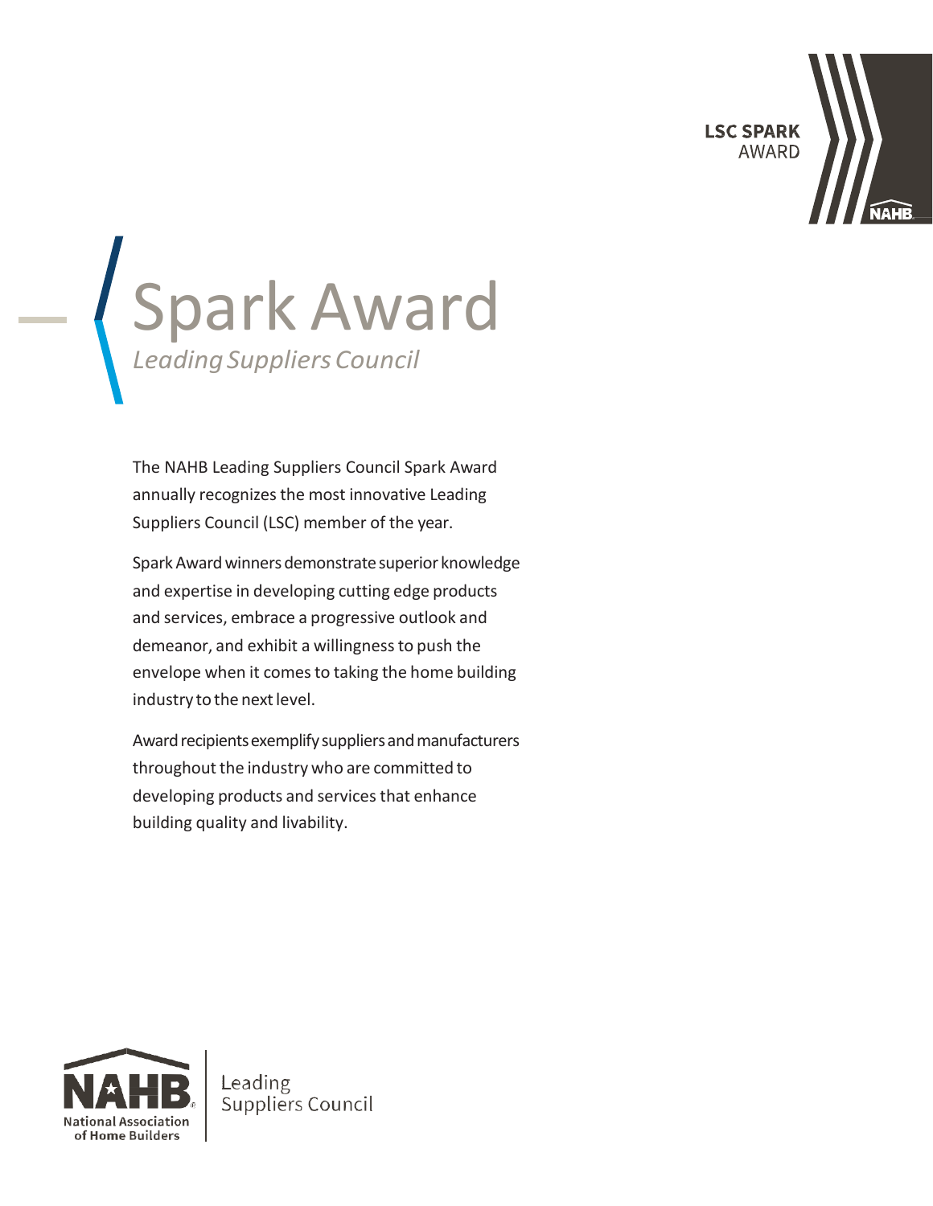LSC SPARK AWARD

# Spark Award

*Leading Suppliers Council*

The NAHB Leading Suppliers Council Spark Award annually recognizes the most innovative Leading Suppliers Council (LSC) member of the year.

Spark Award winners demonstrate superior knowledge and expertise in developing cutting edge products and services, embrace a progressive outlook and demeanor, and exhibit a willingness to push the envelope when it comes to taking the home building industry to the next level.

Award recipients exemplify suppliers and manufacturers throughout the industry who are committed to developing products and services that enhance building quality and livability.

NAHB National Association of Home Builders | Leading Suppliers Council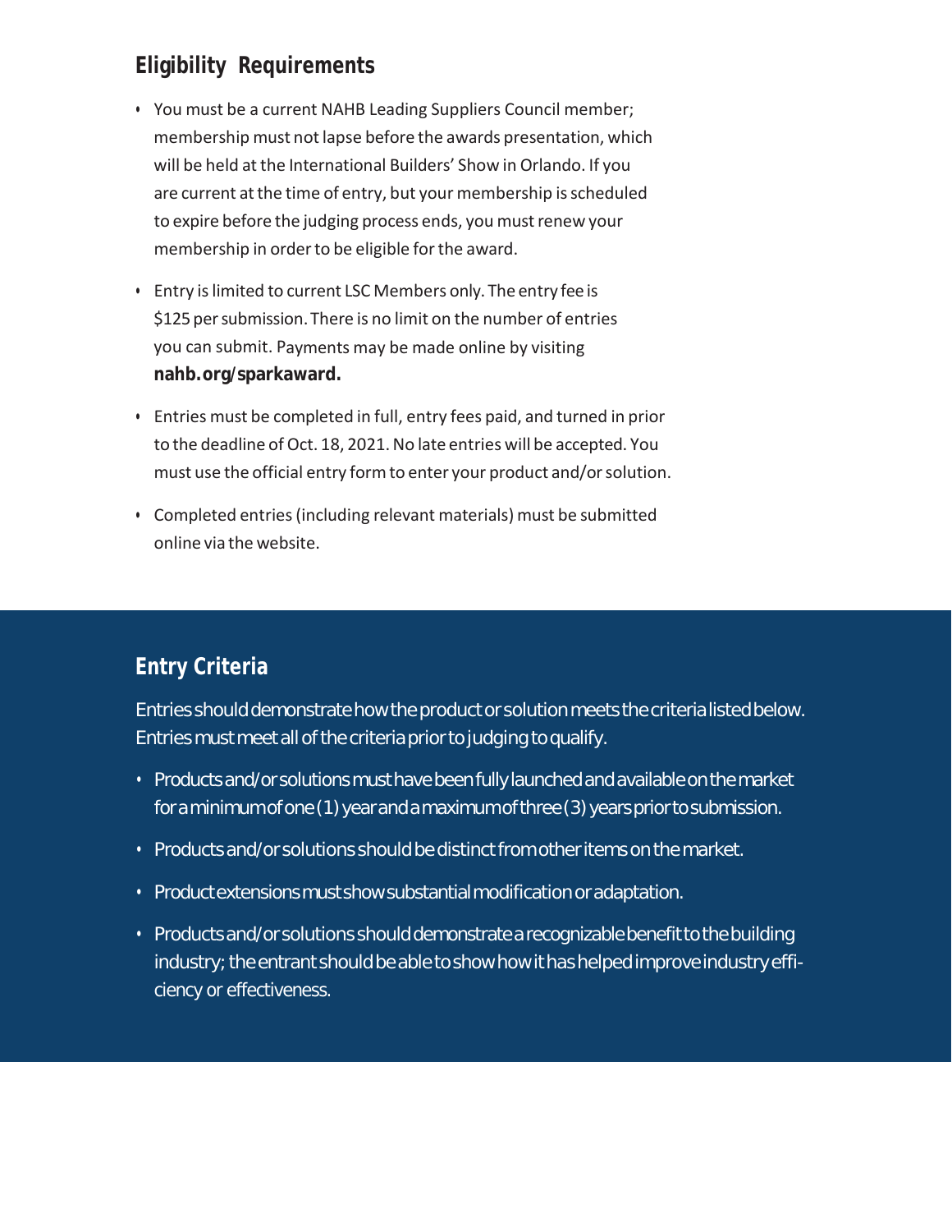## Eligibility Requirements

- You must be a current NAHB Leading Suppliers Council member; membership must not lapse before the awards presentation, which will be held at the International Builders' Show in Orlando. If you are current at the time of entry, but your membership is scheduled to expire before the judging process ends, you must renew your membership in order to be eligible for the award.
- Entry is limited to current LSC Members only. The entry fee is $125 per submission. There is no limit on the number of entries you can submit. Payments may be made online by visiting **nahb.org/sparkaward.**
- Entries must be completed in full, entry fees paid, and turned in prior to the deadline of Oct. 18, 2021. No late entries will be accepted. You must use the official entry form to enter your product and/or solution.
- Completed entries (including relevant materials) must be submitted online via the website.

## Entry Criteria

Entries should demonstrate how the product or solution meets the criteria listed below. Entries must meet all of the criteria prior to judging to qualify.

- Products and/or solutions must have been fully launched and available on the market for a minimum of one (1) year and a maximum of three (3) years prior to submission.
- Products and/or solutions should be distinct from other items on the market.
- Product extensions must show substantial modification or adaptation.
- Products and/or solutions should demonstrate a recognizable benefit to the building industry; the entrant should be able to show how it has helped improve industry efficiency or effectiveness.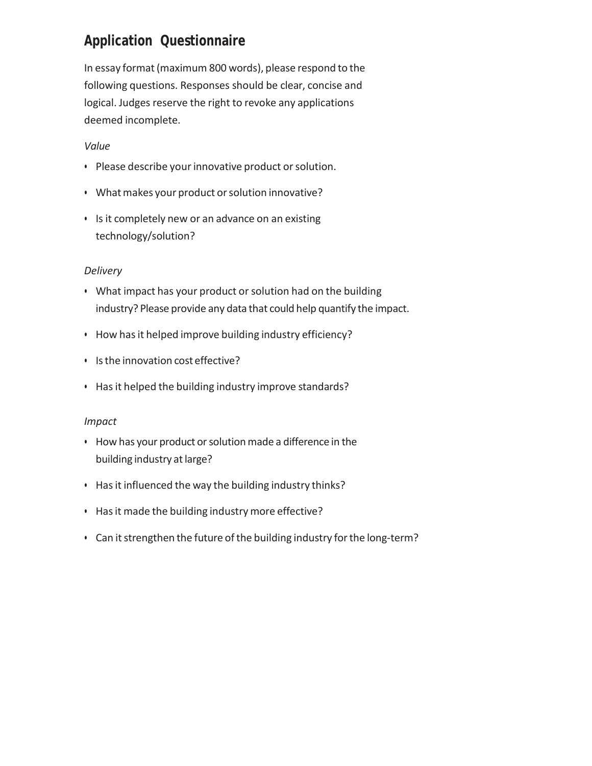## Application Questionnaire

In essay format (maximum 800 words), please respond to the following questions. Responses should be clear, concise and logical. Judges reserve the right to revoke any applications deemed incomplete.

*Value*

- Please describe your innovative product or solution.
- What makes your product or solution innovative?
- Is it completely new or an advance on an existing technology/solution?

*Delivery*

- What impact has your product or solution had on the building industry? Please provide any data that could help quantify the impact.
- How has it helped improve building industry efficiency?
- Is the innovation cost effective?
- Has it helped the building industry improve standards?

*Impact*

- How has your product or solution made a difference in the building industry at large?
- Has it influenced the way the building industry thinks?
- Has it made the building industry more effective?
- Can it strengthen the future of the building industry for the long-term?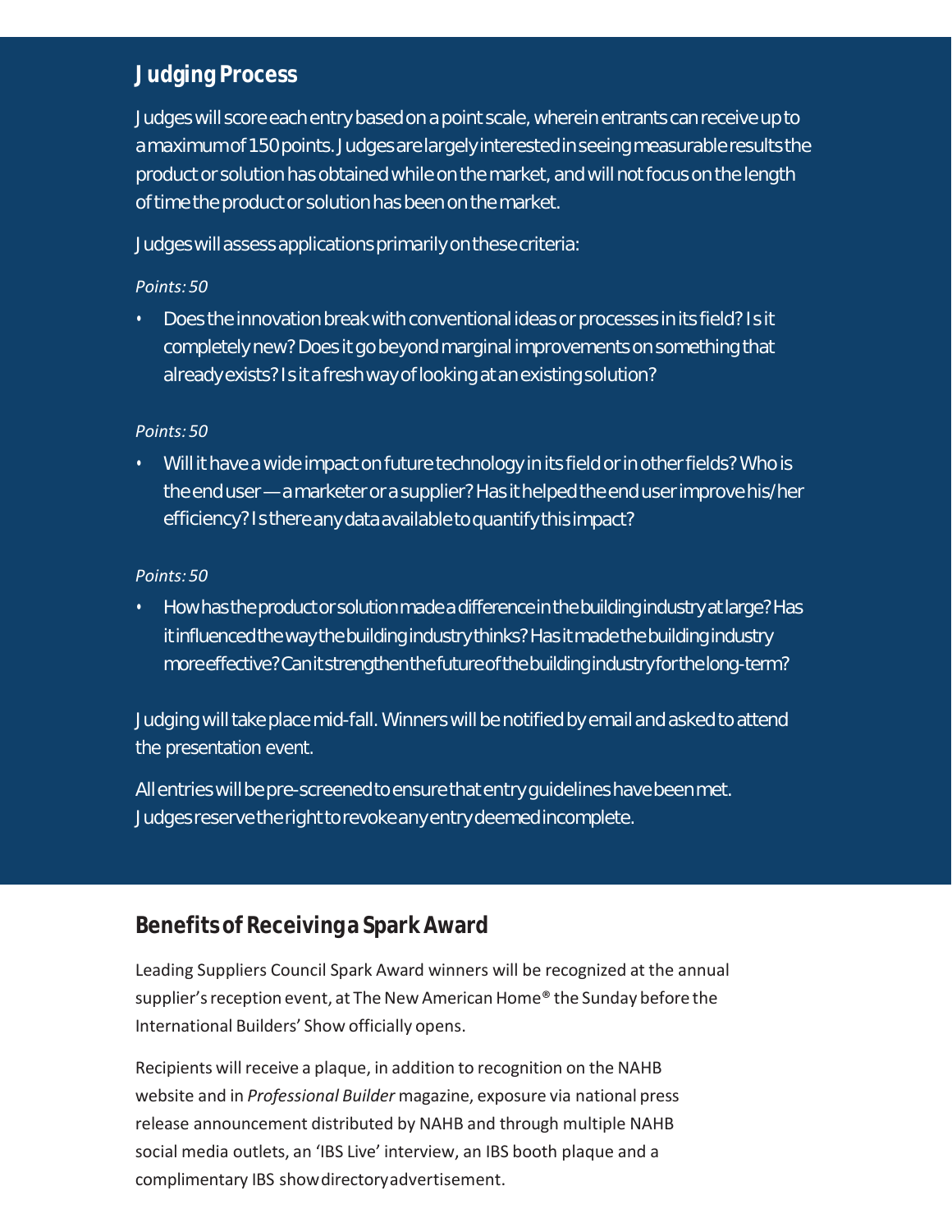## Judging Process

Judges will score each entry based on a point scale, wherein entrants can receive up to a maximum of 150 points. Judges are largely interested in seeing measurable results the product or solution has obtained while on the market, and will not focus on the length of time the product or solution has been on the market.

Judges will assess applications primarily on these criteria:

*Points: 50*

- Does the innovation break with conventional ideas or processes in its field? Is it completely new? Does it go beyond marginal improvements on something that already exists? Is it a fresh way of looking at an existing solution?

*Points: 50*

- Will it have a wide impact on future technology in its field or in other fields? Who is the end user — a marketer or a supplier? Has it helped the end user improve his/her efficiency? Is there any data available to quantify this impact?

*Points: 50*

- How has the product or solution made a difference in the building industry at large? Has it influenced the way the building industry thinks? Has it made the building industry more effective? Can it strengthen the future of the building industry for the long-term?

Judging will take place mid-fall. Winners will be notified by email and asked to attend the presentation event.

All entries will be pre-screened to ensure that entry guidelines have been met. Judges reserve the right to revoke any entry deemed incomplete.

## Benefits of Receiving a Spark Award

Leading Suppliers Council Spark Award winners will be recognized at the annual supplier's reception event, at The New American Home® the Sunday before the International Builders' Show officially opens.

Recipients will receive a plaque, in addition to recognition on the NAHB website and in *Professional Builder* magazine, exposure via national press release announcement distributed by NAHB and through multiple NAHB social media outlets, an 'IBS Live' interview, an IBS booth plaque and a complimentary IBS show directory advertisement.